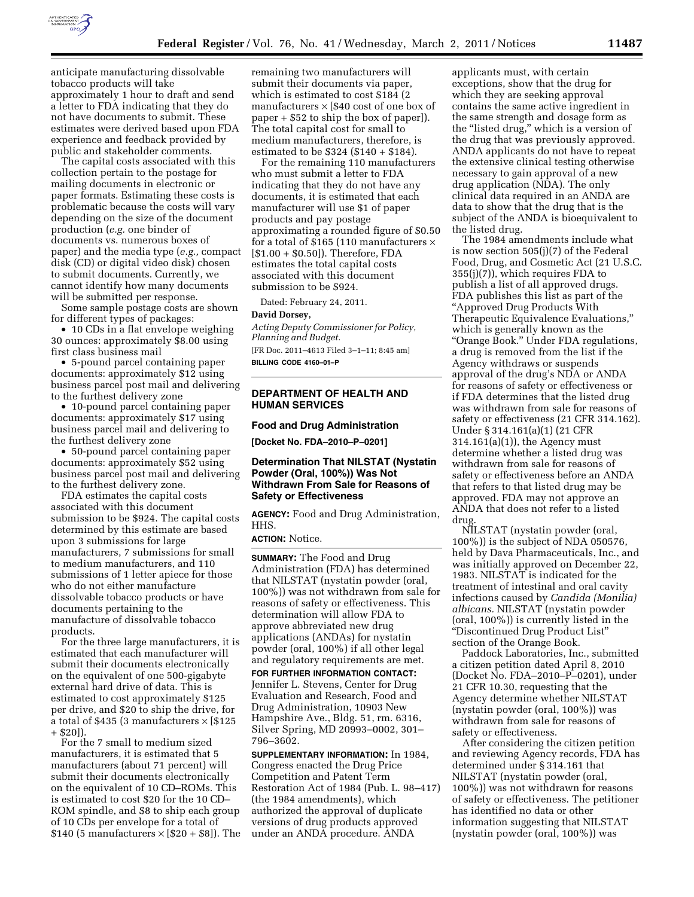anticipate manufacturing dissolvable tobacco products will take approximately 1 hour to draft and send a letter to FDA indicating that they do not have documents to submit. These estimates were derived based upon FDA experience and feedback provided by public and stakeholder comments.

The capital costs associated with this collection pertain to the postage for mailing documents in electronic or paper formats. Estimating these costs is problematic because the costs will vary depending on the size of the document production (*e.g.* one binder of documents vs. numerous boxes of paper) and the media type (*e.g.,* compact disk (CD) or digital video disk) chosen to submit documents. Currently, we cannot identify how many documents will be submitted per response.

Some sample postage costs are shown for different types of packages:

- 10 CDs in a flat envelope weighing 30 ounces: approximately $8.00 using first class business mail
- 5-pound parcel containing paper documents: approximately $12 using business parcel post mail and delivering to the furthest delivery zone
- 10-pound parcel containing paper documents: approximately $17 using business parcel mail and delivering to the furthest delivery zone
- 50-pound parcel containing paper documents: approximately $52 using business parcel post mail and delivering to the furthest delivery zone.

FDA estimates the capital costs associated with this document submission to be $924. The capital costs determined by this estimate are based upon 3 submissions for large manufacturers, 7 submissions for small to medium manufacturers, and 110 submissions of 1 letter apiece for those who do not either manufacture dissolvable tobacco products or have documents pertaining to the manufacture of dissolvable tobacco products.

For the three large manufacturers, it is estimated that each manufacturer will submit their documents electronically on the equivalent of one 500-gigabyte external hard drive of data. This is estimated to cost approximately $125 per drive, and $20 to ship the drive, for a total of $435 (3 manufacturers × [$125 + $20]).

For the 7 small to medium sized manufacturers, it is estimated that 5 manufacturers (about 71 percent) will submit their documents electronically on the equivalent of 10 CD–ROMs. This is estimated to cost $20 for the 10 CD–ROM spindle, and $8 to ship each group of 10 CDs per envelope for a total of $140 (5 manufacturers × [$20 + $8]). The remaining two manufacturers will submit their documents via paper, which is estimated to cost $184 (2 manufacturers × [$40 cost of one box of paper + $52 to ship the box of paper]). The total capital cost for small to medium manufacturers, therefore, is estimated to be $324 ($140 + $184).

For the remaining 110 manufacturers who must submit a letter to FDA indicating that they do not have any documents, it is estimated that each manufacturer will use $1 of paper products and pay postage approximating a rounded figure of $0.50 for a total of $165 (110 manufacturers × [$1.00 + $0.50]). Therefore, FDA estimates the total capital costs associated with this document submission to be $924.

Dated: February 24, 2011.

**David Dorsey,**

*Acting Deputy Commissioner for Policy, Planning and Budget.*

[FR Doc. 2011–4613 Filed 3–1–11; 8:45 am]

**BILLING CODE 4160–01–P**

## DEPARTMENT OF HEALTH AND HUMAN SERVICES

### Food and Drug Administration

**[Docket No. FDA–2010–P–0201]**

### Determination That NILSTAT (Nystatin Powder (Oral, 100%)) Was Not Withdrawn From Sale for Reasons of Safety or Effectiveness

**AGENCY:** Food and Drug Administration, HHS.

**ACTION:** Notice.

**SUMMARY:** The Food and Drug Administration (FDA) has determined that NILSTAT (nystatin powder (oral, 100%)) was not withdrawn from sale for reasons of safety or effectiveness. This determination will allow FDA to approve abbreviated new drug applications (ANDAs) for nystatin powder (oral, 100%) if all other legal and regulatory requirements are met.

**FOR FURTHER INFORMATION CONTACT:** Jennifer L. Stevens, Center for Drug Evaluation and Research, Food and Drug Administration, 10903 New Hampshire Ave., Bldg. 51, rm. 6316, Silver Spring, MD 20993–0002, 301–796–3602.

**SUPPLEMENTARY INFORMATION:** In 1984, Congress enacted the Drug Price Competition and Patent Term Restoration Act of 1984 (Pub. L. 98–417) (the 1984 amendments), which authorized the approval of duplicate versions of drug products approved under an ANDA procedure. ANDA applicants must, with certain exceptions, show that the drug for which they are seeking approval contains the same active ingredient in the same strength and dosage form as the "listed drug," which is a version of the drug that was previously approved. ANDA applicants do not have to repeat the extensive clinical testing otherwise necessary to gain approval of a new drug application (NDA). The only clinical data required in an ANDA are data to show that the drug that is the subject of the ANDA is bioequivalent to the listed drug.

The 1984 amendments include what is now section 505(j)(7) of the Federal Food, Drug, and Cosmetic Act (21 U.S.C. 355(j)(7)), which requires FDA to publish a list of all approved drugs. FDA publishes this list as part of the "Approved Drug Products With Therapeutic Equivalence Evaluations," which is generally known as the "Orange Book." Under FDA regulations, a drug is removed from the list if the Agency withdraws or suspends approval of the drug's NDA or ANDA for reasons of safety or effectiveness or if FDA determines that the listed drug was withdrawn from sale for reasons of safety or effectiveness (21 CFR 314.162). Under § 314.161(a)(1) (21 CFR 314.161(a)(1)), the Agency must determine whether a listed drug was withdrawn from sale for reasons of safety or effectiveness before an ANDA that refers to that listed drug may be approved. FDA may not approve an ANDA that does not refer to a listed drug.

NILSTAT (nystatin powder (oral, 100%)) is the subject of NDA 050576, held by Dava Pharmaceuticals, Inc., and was initially approved on December 22, 1983. NILSTAT is indicated for the treatment of intestinal and oral cavity infections caused by *Candida (Monilia) albicans.* NILSTAT (nystatin powder (oral, 100%)) is currently listed in the "Discontinued Drug Product List" section of the Orange Book.

Paddock Laboratories, Inc., submitted a citizen petition dated April 8, 2010 (Docket No. FDA–2010–P–0201), under 21 CFR 10.30, requesting that the Agency determine whether NILSTAT (nystatin powder (oral, 100%)) was withdrawn from sale for reasons of safety or effectiveness.

After considering the citizen petition and reviewing Agency records, FDA has determined under § 314.161 that NILSTAT (nystatin powder (oral, 100%)) was not withdrawn for reasons of safety or effectiveness. The petitioner has identified no data or other information suggesting that NILSTAT (nystatin powder (oral, 100%)) was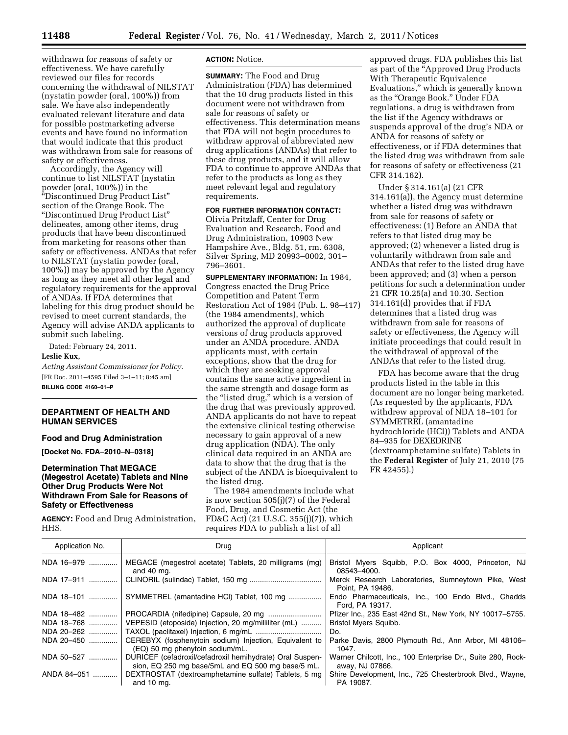withdrawn for reasons of safety or effectiveness. We have carefully reviewed our files for records concerning the withdrawal of NILSTAT (nystatin powder (oral, 100%)) from sale. We have also independently evaluated relevant literature and data for possible postmarketing adverse events and have found no information that would indicate that this product was withdrawn from sale for reasons of safety or effectiveness.

Accordingly, the Agency will continue to list NILSTAT (nystatin powder (oral, 100%)) in the "Discontinued Drug Product List" section of the Orange Book. The "Discontinued Drug Product List" delineates, among other items, drug products that have been discontinued from marketing for reasons other than safety or effectiveness. ANDAs that refer to NILSTAT (nystatin powder (oral, 100%)) may be approved by the Agency as long as they meet all other legal and regulatory requirements for the approval of ANDAs. If FDA determines that labeling for this drug product should be revised to meet current standards, the Agency will advise ANDA applicants to submit such labeling.

Dated: February 24, 2011.

**Leslie Kux,**

*Acting Assistant Commissioner for Policy.*

[FR Doc. 2011–4595 Filed 3–1–11; 8:45 am]

**BILLING CODE 4160–01–P**

## DEPARTMENT OF HEALTH AND HUMAN SERVICES

### Food and Drug Administration

**[Docket No. FDA–2010–N–0318]**

### Determination That MEGACE (Megestrol Acetate) Tablets and Nine Other Drug Products Were Not Withdrawn From Sale for Reasons of Safety or Effectiveness

**AGENCY:** Food and Drug Administration, HHS.

**ACTION:** Notice.

**SUMMARY:** The Food and Drug Administration (FDA) has determined that the 10 drug products listed in this document were not withdrawn from sale for reasons of safety or effectiveness. This determination means that FDA will not begin procedures to withdraw approval of abbreviated new drug applications (ANDAs) that refer to these drug products, and it will allow FDA to continue to approve ANDAs that refer to the products as long as they meet relevant legal and regulatory requirements.

**FOR FURTHER INFORMATION CONTACT:** Olivia Pritzlaff, Center for Drug Evaluation and Research, Food and Drug Administration, 10903 New Hampshire Ave., Bldg. 51, rm. 6308, Silver Spring, MD 20993–0002, 301–796–3601.

**SUPPLEMENTARY INFORMATION:** In 1984, Congress enacted the Drug Price Competition and Patent Term Restoration Act of 1984 (Pub. L. 98–417) (the 1984 amendments), which authorized the approval of duplicate versions of drug products approved under an ANDA procedure. ANDA applicants must, with certain exceptions, show that the drug for which they are seeking approval contains the same active ingredient in the same strength and dosage form as the "listed drug," which is a version of the drug that was previously approved. ANDA applicants do not have to repeat the extensive clinical testing otherwise necessary to gain approval of a new drug application (NDA). The only clinical data required in an ANDA are data to show that the drug that is the subject of the ANDA is bioequivalent to the listed drug.

The 1984 amendments include what is now section 505(j)(7) of the Federal Food, Drug, and Cosmetic Act (the FD&C Act) (21 U.S.C. 355(j)(7)), which requires FDA to publish a list of all approved drugs. FDA publishes this list as part of the "Approved Drug Products With Therapeutic Equivalence Evaluations," which is generally known as the "Orange Book." Under FDA regulations, a drug is withdrawn from the list if the Agency withdraws or suspends approval of the drug's NDA or ANDA for reasons of safety or effectiveness, or if FDA determines that the listed drug was withdrawn from sale for reasons of safety or effectiveness (21 CFR 314.162).

Under § 314.161(a) (21 CFR 314.161(a)), the Agency must determine whether a listed drug was withdrawn from sale for reasons of safety or effectiveness: (1) Before an ANDA that refers to that listed drug may be approved; (2) whenever a listed drug is voluntarily withdrawn from sale and ANDAs that refer to the listed drug have been approved; and (3) when a person petitions for such a determination under 21 CFR 10.25(a) and 10.30. Section 314.161(d) provides that if FDA determines that a listed drug was withdrawn from sale for reasons of safety or effectiveness, the Agency will initiate proceedings that could result in the withdrawal of approval of the ANDAs that refer to the listed drug.

FDA has become aware that the drug products listed in the table in this document are no longer being marketed. (As requested by the applicants, FDA withdrew approval of NDA 18–101 for SYMMETREL (amantadine hydrochloride (HCl)) Tablets and ANDA 84–935 for DEXEDRINE (dextroamphetamine sulfate) Tablets in the **Federal Register** of July 21, 2010 (75 FR 42455).)

| Application No. | Drug | Applicant |
|---|---|---|
| NDA 16–979 | MEGACE (megestrol acetate) Tablets, 20 milligrams (mg) and 40 mg. | Bristol Myers Squibb, P.O. Box 4000, Princeton, NJ 08543–4000. |
| NDA 17–911 | CLINORIL (sulindac) Tablet, 150 mg | Merck Research Laboratories, Sumneytown Pike, West Point, PA 19486. |
| NDA 18–101 | SYMMETREL (amantadine HCl) Tablet, 100 mg | Endo Pharmaceuticals, Inc., 100 Endo Blvd., Chadds Ford, PA 19317. |
| NDA 18–482 | PROCARDIA (nifedipine) Capsule, 20 mg | Pfizer Inc., 235 East 42nd St., New York, NY 10017–5755. |
| NDA 18–768 | VEPESID (etoposide) Injection, 20 mg/milliliter (mL) | Bristol Myers Squibb. |
| NDA 20–262 | TAXOL (paclitaxel) Injection, 6 mg/mL | Do. |
| NDA 20–450 | CEREBYX (fosphenytoin sodium) Injection, Equivalent to (EQ) 50 mg phenytoin sodium/mL. | Parke Davis, 2800 Plymouth Rd., Ann Arbor, MI 48106–1047. |
| NDA 50–527 | DURICEF (cefadroxil/cefadroxil hemihydrate) Oral Suspension, EQ 250 mg base/5mL and EQ 500 mg base/5 mL. | Warner Chilcott, Inc., 100 Enterprise Dr., Suite 280, Rockaway, NJ 07866. |
| ANDA 84–051 | DEXTROSTAT (dextroamphetamine sulfate) Tablets, 5 mg and 10 mg. | Shire Development, Inc., 725 Chesterbrook Blvd., Wayne, PA 19087. |